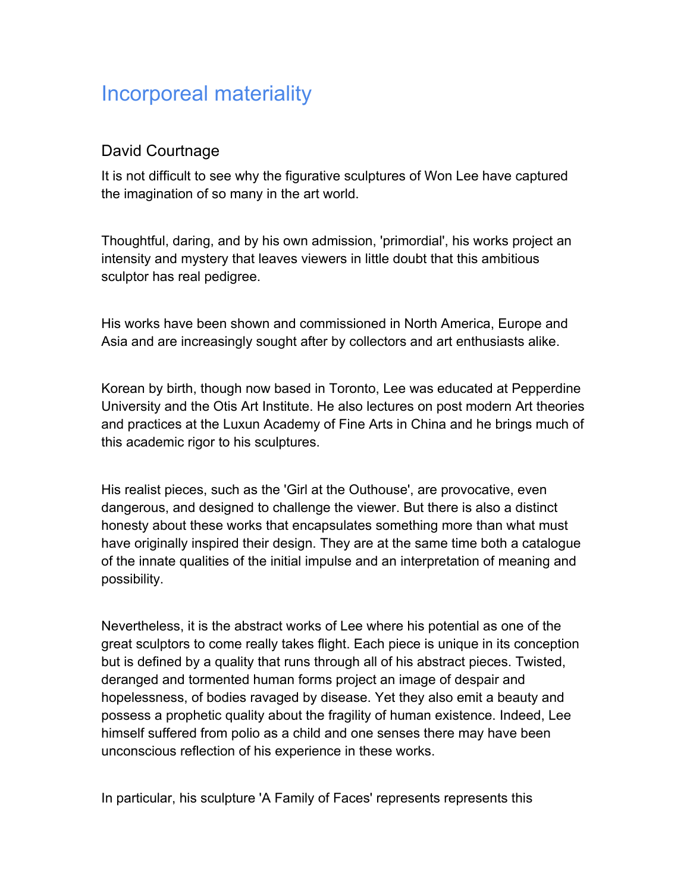# Incorporeal materiality

## David Courtnage

It is not difficult to see why the figurative sculptures of Won Lee have captured the imagination of so many in the art world.

Thoughtful, daring, and by his own admission, 'primordial', his works project an intensity and mystery that leaves viewers in little doubt that this ambitious sculptor has real pedigree.

His works have been shown and commissioned in North America, Europe and Asia and are increasingly sought after by collectors and art enthusiasts alike.

Korean by birth, though now based in Toronto, Lee was educated at Pepperdine University and the Otis Art Institute. He also lectures on post modern Art theories and practices at the Luxun Academy of Fine Arts in China and he brings much of this academic rigor to his sculptures.

His realist pieces, such as the 'Girl at the Outhouse', are provocative, even dangerous, and designed to challenge the viewer. But there is also a distinct honesty about these works that encapsulates something more than what must have originally inspired their design. They are at the same time both a catalogue of the innate qualities of the initial impulse and an interpretation of meaning and possibility.

Nevertheless, it is the abstract works of Lee where his potential as one of the great sculptors to come really takes flight. Each piece is unique in its conception but is defined by a quality that runs through all of his abstract pieces. Twisted, deranged and tormented human forms project an image of despair and hopelessness, of bodies ravaged by disease. Yet they also emit a beauty and possess a prophetic quality about the fragility of human existence. Indeed, Lee himself suffered from polio as a child and one senses there may have been unconscious reflection of his experience in these works.

In particular, his sculpture 'A Family of Faces' represents represents this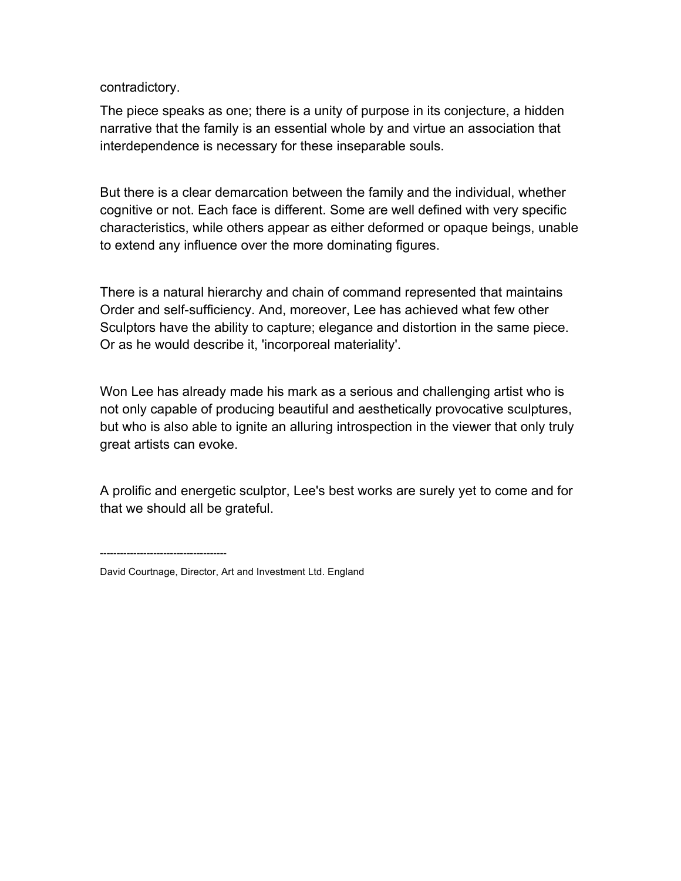contradictory.

The piece speaks as one; there is a unity of purpose in its conjecture, a hidden narrative that the family is an essential whole by and virtue an association that interdependence is necessary for these inseparable souls.

But there is a clear demarcation between the family and the individual, whether cognitive or not. Each face is different. Some are well defined with very specific characteristics, while others appear as either deformed or opaque beings, unable to extend any influence over the more dominating figures.

There is a natural hierarchy and chain of command represented that maintains Order and self-sufficiency. And, moreover, Lee has achieved what few other Sculptors have the ability to capture; elegance and distortion in the same piece. Or as he would describe it, 'incorporeal materiality'.

Won Lee has already made his mark as a serious and challenging artist who is not only capable of producing beautiful and aesthetically provocative sculptures, but who is also able to ignite an alluring introspection in the viewer that only truly great artists can evoke.

A prolific and energetic sculptor, Lee's best works are surely yet to come and for that we should all be grateful.

--------------------------------------

David Courtnage, Director, Art and Investment Ltd. England